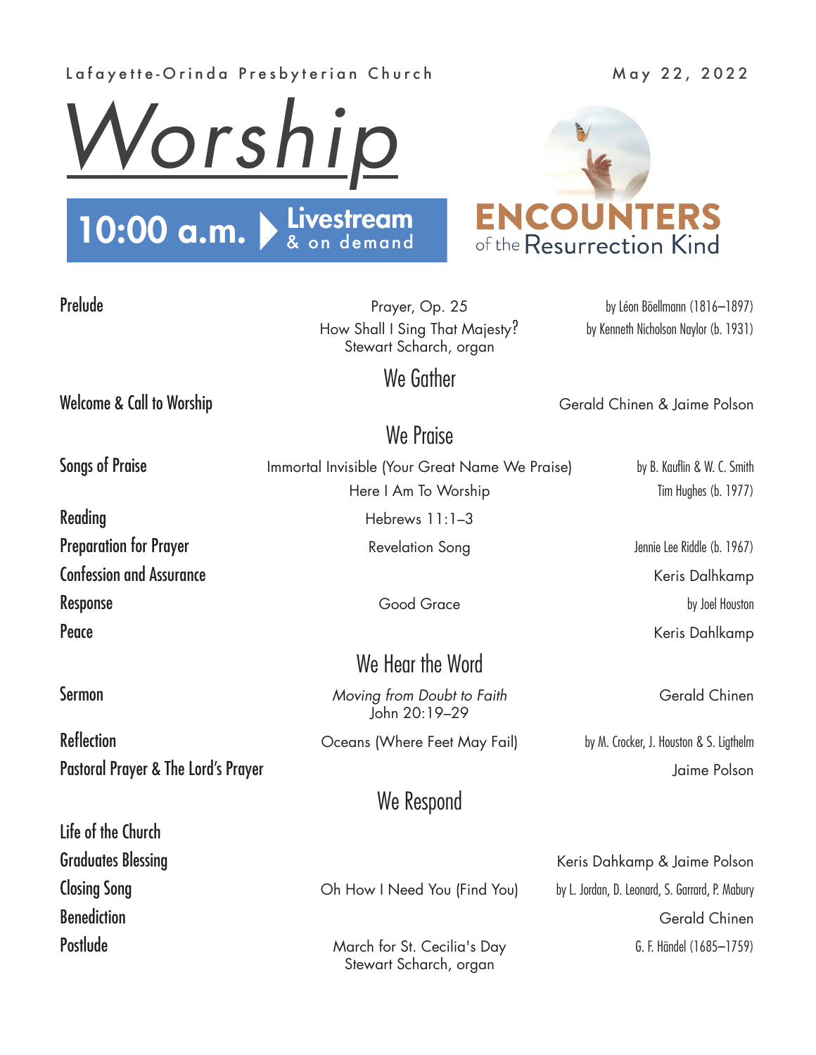Lafayette-Orinda Presbyterian Church

May 22, 2022

# Worship

**10:00 a.m.** Livestream & on demand

**ENCOUNTERS** of the Resurrection Kind

**Prelude** — Prayer, Op. 25 — by Léon Böellmann (1816–1897)
How Shall I Sing That Majesty? — by Kenneth Nicholson Naylor (b. 1931)
Stewart Scharch, organ

## We Gather

**Welcome & Call to Worship** — Gerald Chinen & Jaime Polson

## We Praise

**Songs of Praise** — Immortal Invisible (Your Great Name We Praise) — by B. Kauflin & W. C. Smith
Here I Am To Worship — Tim Hughes (b. 1977)

**Reading** — Hebrews 11:1–3

**Preparation for Prayer** — Revelation Song — Jennie Lee Riddle (b. 1967)

**Confession and Assurance** — Keris Dalhkamp

**Response** — Good Grace — by Joel Houston

**Peace** — Keris Dahlkamp

## We Hear the Word

**Sermon** — *Moving from Doubt to Faith* — Gerald Chinen
John 20:19–29

**Reflection** — Oceans (Where Feet May Fail) — by M. Crocker, J. Houston & S. Ligthelm

**Pastoral Prayer & The Lord's Prayer** — Jaime Polson

## We Respond

**Life of the Church**

**Graduates Blessing** — Keris Dahkamp & Jaime Polson

**Closing Song** — Oh How I Need You (Find You) — by L. Jordan, D. Leonard, S. Garrard, P. Mabury

**Benediction** — Gerald Chinen

**Postlude** — March for St. Cecilia's Day — G. F. Händel (1685–1759)
Stewart Scharch, organ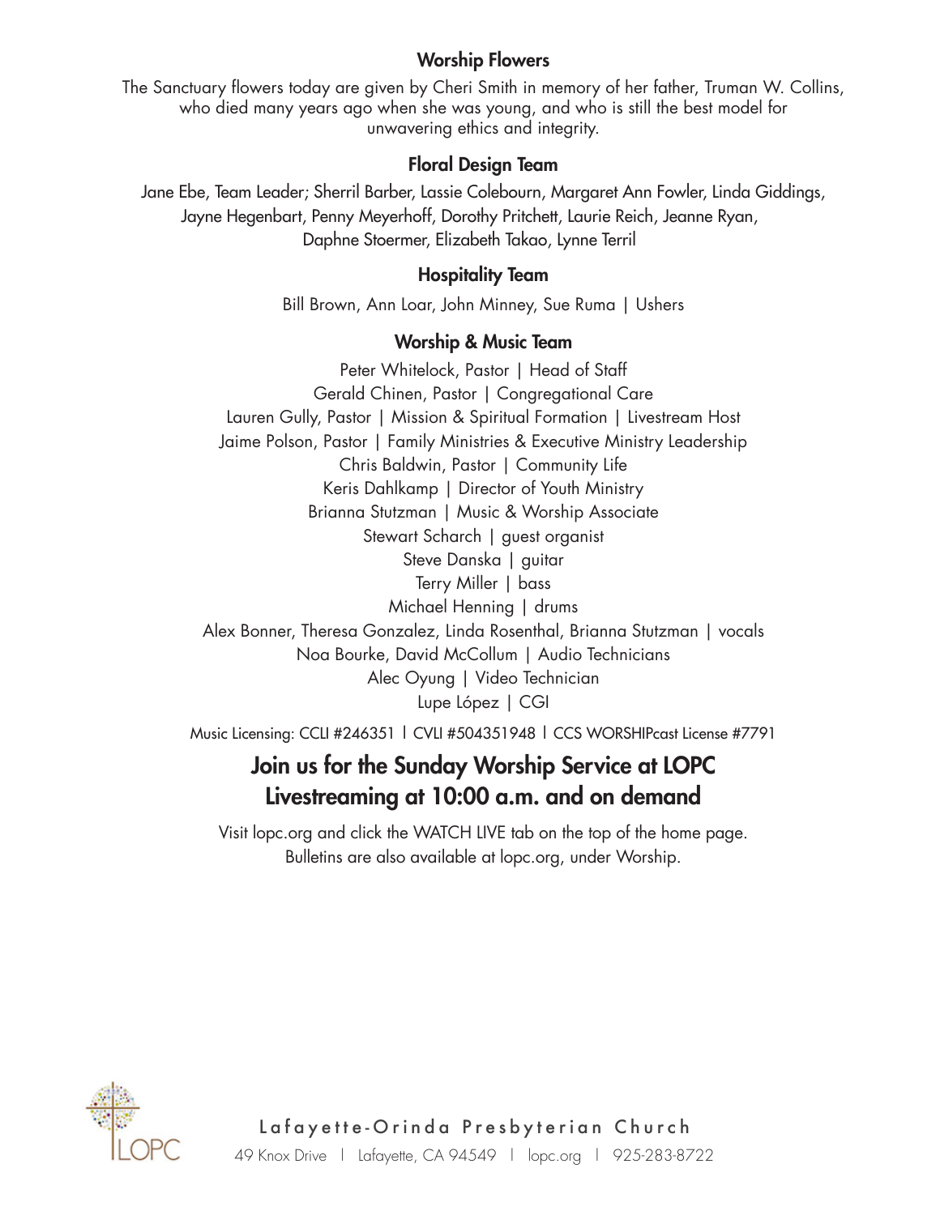## Worship Flowers

The Sanctuary flowers today are given by Cheri Smith in memory of her father, Truman W. Collins, who died many years ago when she was young, and who is still the best model for unwavering ethics and integrity.

## Floral Design Team

Jane Ebe, Team Leader; Sherril Barber, Lassie Colebourn, Margaret Ann Fowler, Linda Giddings, Jayne Hegenbart, Penny Meyerhoff, Dorothy Pritchett, Laurie Reich, Jeanne Ryan, Daphne Stoermer, Elizabeth Takao, Lynne Terril

## Hospitality Team

Bill Brown, Ann Loar, John Minney, Sue Ruma | Ushers

## Worship & Music Team

Peter Whitelock, Pastor | Head of Staff
Gerald Chinen, Pastor | Congregational Care
Lauren Gully, Pastor | Mission & Spiritual Formation | Livestream Host
Jaime Polson, Pastor | Family Ministries & Executive Ministry Leadership
Chris Baldwin, Pastor | Community Life
Keris Dahlkamp | Director of Youth Ministry
Brianna Stutzman | Music & Worship Associate
Stewart Scharch | guest organist
Steve Danska | guitar
Terry Miller | bass
Michael Henning | drums
Alex Bonner, Theresa Gonzalez, Linda Rosenthal, Brianna Stutzman | vocals
Noa Bourke, David McCollum | Audio Technicians
Alec Oyung | Video Technician
Lupe López | CGI

Music Licensing: CCLI #246351 | CVLI #504351948 | CCS WORSHIPcast License #7791

## Join us for the Sunday Worship Service at LOPC
## Livestreaming at 10:00 a.m. and on demand

Visit lopc.org and click the WATCH LIVE tab on the top of the home page.
Bulletins are also available at lopc.org, under Worship.

Lafayette-Orinda Presbyterian Church
49 Knox Drive | Lafayette, CA 94549 | lopc.org | 925-283-8722